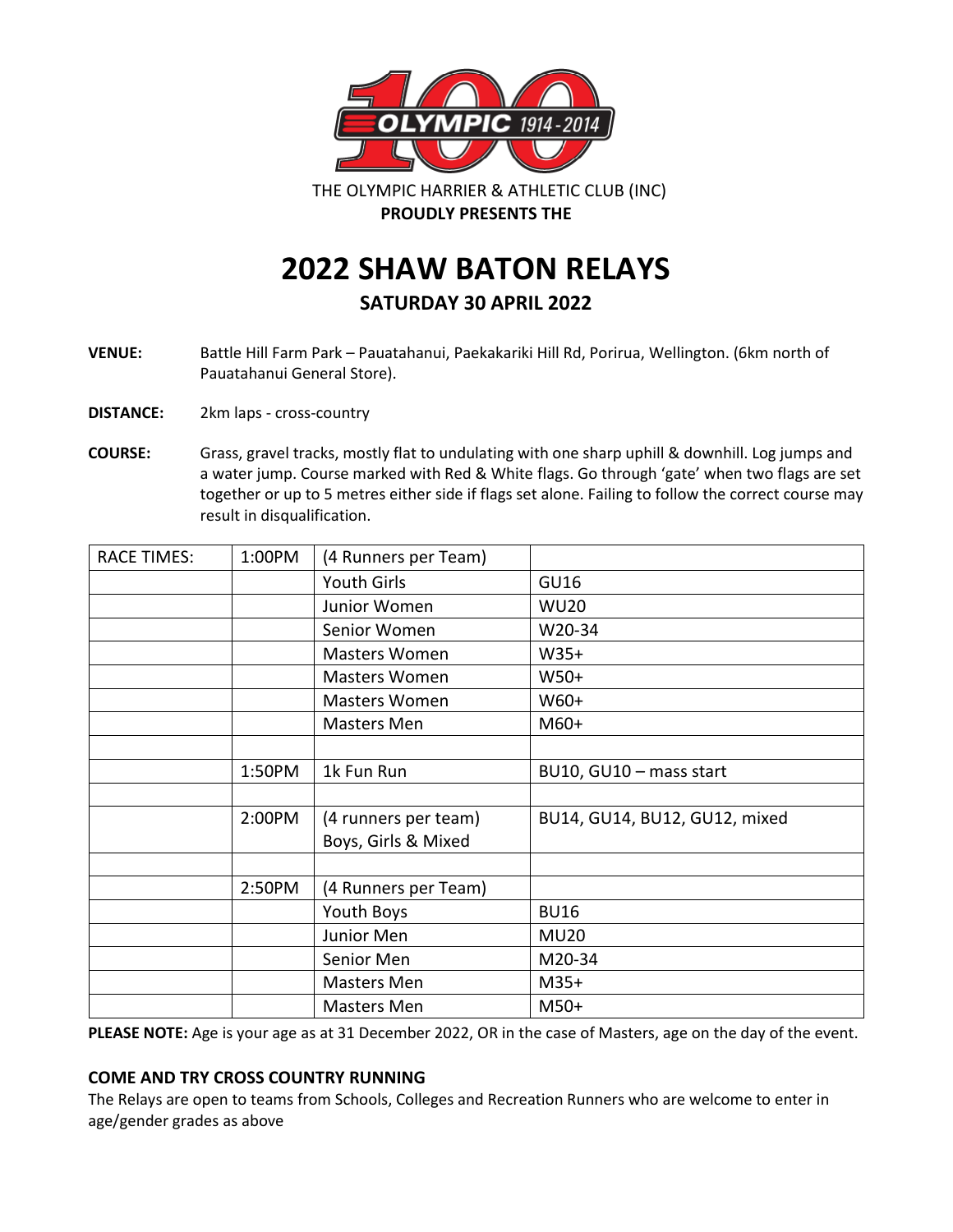THE OLYMPIC HARRIER & ATHLETIC CLUB (INC)

**PROUDLY PRESENTS THE**

# 2022 SHAW BATON RELAYS

## SATURDAY 30 APRIL 2022

**VENUE:** Battle Hill Farm Park – Pauatahanui, Paekakariki Hill Rd, Porirua, Wellington. (6km north of Pauatahanui General Store).

**DISTANCE:** 2km laps - cross-country

**COURSE:** Grass, gravel tracks, mostly flat to undulating with one sharp uphill & downhill. Log jumps and a water jump. Course marked with Red & White flags. Go through 'gate' when two flags are set together or up to 5 metres either side if flags set alone. Failing to follow the correct course may result in disqualification.

| RACE TIMES: | 1:00PM | (4 Runners per Team) | |
|---|---|---|---|
| | | Youth Girls | GU16 |
| | | Junior Women | WU20 |
| | | Senior Women | W20-34 |
| | | Masters Women | W35+ |
| | | Masters Women | W50+ |
| | | Masters Women | W60+ |
| | | Masters Men | M60+ |
| | | | |
| | 1:50PM | 1k Fun Run | BU10, GU10 – mass start |
| | | | |
| | 2:00PM | (4 runners per team) Boys, Girls & Mixed | BU14, GU14, BU12, GU12, mixed |
| | | | |
| | 2:50PM | (4 Runners per Team) | |
| | | Youth Boys | BU16 |
| | | Junior Men | MU20 |
| | | Senior Men | M20-34 |
| | | Masters Men | M35+ |
| | | Masters Men | M50+ |

**PLEASE NOTE:** Age is your age as at 31 December 2022, OR in the case of Masters, age on the day of the event.

### COME AND TRY CROSS COUNTRY RUNNING

The Relays are open to teams from Schools, Colleges and Recreation Runners who are welcome to enter in age/gender grades as above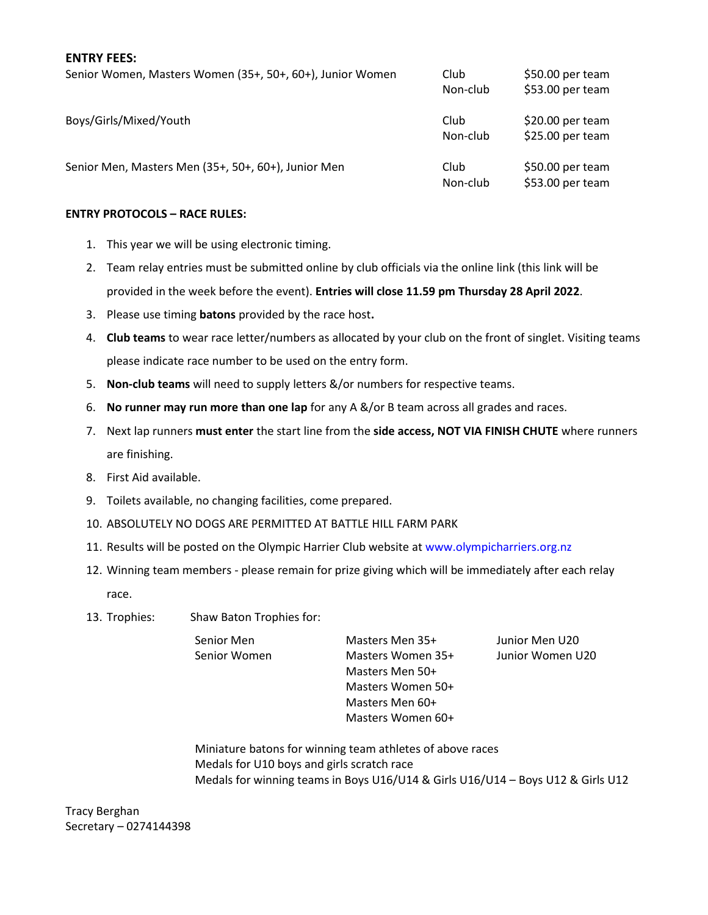**ENTRY FEES:**

| | | |
|---|---|---|
| Senior Women, Masters Women (35+, 50+, 60+), Junior Women | Club | $50.00 per team |
| | Non-club | $53.00 per team |
| Boys/Girls/Mixed/Youth | Club | $20.00 per team |
| | Non-club | $25.00 per team |
| Senior Men, Masters Men (35+, 50+, 60+), Junior Men | Club | $50.00 per team |
| | Non-club | $53.00 per team |

**ENTRY PROTOCOLS – RACE RULES:**

1. This year we will be using electronic timing.
2. Team relay entries must be submitted online by club officials via the online link (this link will be provided in the week before the event). **Entries will close 11.59 pm Thursday 28 April 2022**.
3. Please use timing **batons** provided by the race host**.**
4. **Club teams** to wear race letter/numbers as allocated by your club on the front of singlet. Visiting teams please indicate race number to be used on the entry form.
5. **Non-club teams** will need to supply letters &/or numbers for respective teams.
6. **No runner may run more than one lap** for any A &/or B team across all grades and races.
7. Next lap runners **must enter** the start line from the **side access, NOT VIA FINISH CHUTE** where runners are finishing.
8. First Aid available.
9. Toilets available, no changing facilities, come prepared.
10. ABSOLUTELY NO DOGS ARE PERMITTED AT BATTLE HILL FARM PARK
11. Results will be posted on the Olympic Harrier Club website at www.olympicharriers.org.nz
12. Winning team members - please remain for prize giving which will be immediately after each relay race.
13. Trophies: Shaw Baton Trophies for:

| | | |
|---|---|---|
| Senior Men | Masters Men 35+ | Junior Men U20 |
| Senior Women | Masters Women 35+ | Junior Women U20 |
| | Masters Men 50+ | |
| | Masters Women 50+ | |
| | Masters Men 60+ | |
| | Masters Women 60+ | |

Miniature batons for winning team athletes of above races
Medals for U10 boys and girls scratch race
Medals for winning teams in Boys U16/U14 & Girls U16/U14 – Boys U12 & Girls U12

Tracy Berghan
Secretary – 0274144398